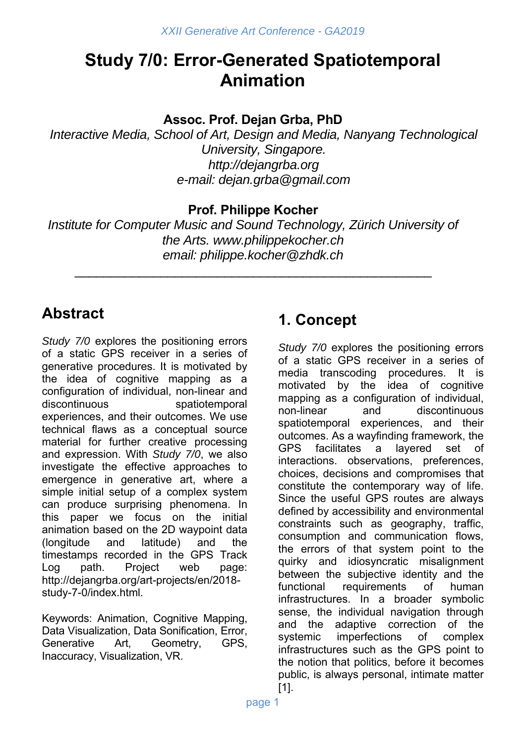// Study 7/0: Error-Generated Spatiotemporal Animation

**Assoc. Prof. Dejan Grba, PhD**

*Interactive Media, School of Art, Design and Media, Nanyang Technological University, Singapore.*
*http://dejangrba.org*
*e-mail: dejan.grba@gmail.com*

**Prof. Philippe Kocher**

*Institute for Computer Music and Sound Technology, Zürich University of the Arts. www.philippekocher.ch*
*email: philippe.kocher@zhdk.ch*

---

## Abstract

*Study 7/0* explores the positioning errors of a static GPS receiver in a series of generative procedures. It is motivated by the idea of cognitive mapping as a configuration of individual, non-linear and discontinuous spatiotemporal experiences, and their outcomes. We use technical flaws as a conceptual source material for further creative processing and expression. With *Study 7/0*, we also investigate the effective approaches to emergence in generative art, where a simple initial setup of a complex system can produce surprising phenomena. In this paper we focus on the initial animation based on the 2D waypoint data (longitude and latitude) and the timestamps recorded in the GPS Track Log path. Project web page: http://dejangrba.org/art-projects/en/2018-study-7-0/index.html.

Keywords: Animation, Cognitive Mapping, Data Visualization, Data Sonification, Error, Generative Art, Geometry, GPS, Inaccuracy, Visualization, VR.

## 1. Concept

*Study 7/0* explores the positioning errors of a static GPS receiver in a series of media transcoding procedures. It is motivated by the idea of cognitive mapping as a configuration of individual, non-linear and discontinuous spatiotemporal experiences, and their outcomes. As a wayfinding framework, the GPS facilitates a layered set of interactions. observations, preferences, choices, decisions and compromises that constitute the contemporary way of life. Since the useful GPS routes are always defined by accessibility and environmental constraints such as geography, traffic, consumption and communication flows, the errors of that system point to the quirky and idiosyncratic misalignment between the subjective identity and the functional requirements of human infrastructures. In a broader symbolic sense, the individual navigation through and the adaptive correction of the systemic imperfections of complex infrastructures such as the GPS point to the notion that politics, before it becomes public, is always personal, intimate matter [1].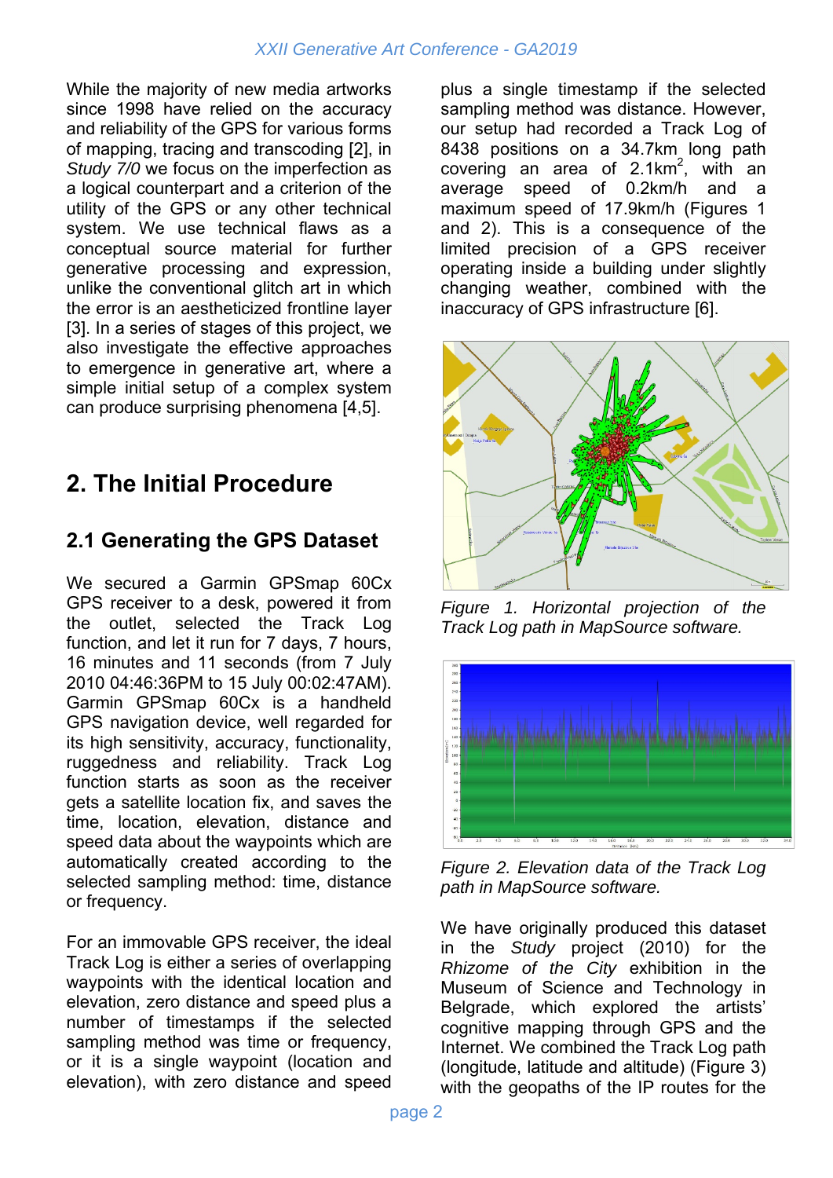While the majority of new media artworks since 1998 have relied on the accuracy and reliability of the GPS for various forms of mapping, tracing and transcoding [2], in *Study 7/0* we focus on the imperfection as a logical counterpart and a criterion of the utility of the GPS or any other technical system. We use technical flaws as a conceptual source material for further generative processing and expression, unlike the conventional glitch art in which the error is an aestheticized frontline layer [3]. In a series of stages of this project, we also investigate the effective approaches to emergence in generative art, where a simple initial setup of a complex system can produce surprising phenomena [4,5].

## 2. The Initial Procedure

### 2.1 Generating the GPS Dataset

We secured a Garmin GPSmap 60Cx GPS receiver to a desk, powered it from the outlet, selected the Track Log function, and let it run for 7 days, 7 hours, 16 minutes and 11 seconds (from 7 July 2010 04:46:36PM to 15 July 00:02:47AM). Garmin GPSmap 60Cx is a handheld GPS navigation device, well regarded for its high sensitivity, accuracy, functionality, ruggedness and reliability. Track Log function starts as soon as the receiver gets a satellite location fix, and saves the time, location, elevation, distance and speed data about the waypoints which are automatically created according to the selected sampling method: time, distance or frequency.

For an immovable GPS receiver, the ideal Track Log is either a series of overlapping waypoints with the identical location and elevation, zero distance and speed plus a number of timestamps if the selected sampling method was time or frequency, or it is a single waypoint (location and elevation), with zero distance and speed plus a single timestamp if the selected sampling method was distance. However, our setup had recorded a Track Log of 8438 positions on a 34.7km long path covering an area of 2.1km$^2$, with an average speed of 0.2km/h and a maximum speed of 17.9km/h (Figures 1 and 2). This is a consequence of the limited precision of a GPS receiver operating inside a building under slightly changing weather, combined with the inaccuracy of GPS infrastructure [6].

*Figure 1. Horizontal projection of the Track Log path in MapSource software.*

*Figure 2. Elevation data of the Track Log path in MapSource software.*

We have originally produced this dataset in the *Study* project (2010) for the *Rhizome of the City* exhibition in the Museum of Science and Technology in Belgrade, which explored the artists' cognitive mapping through GPS and the Internet. We combined the Track Log path (longitude, latitude and altitude) (Figure 3) with the geopaths of the IP routes for the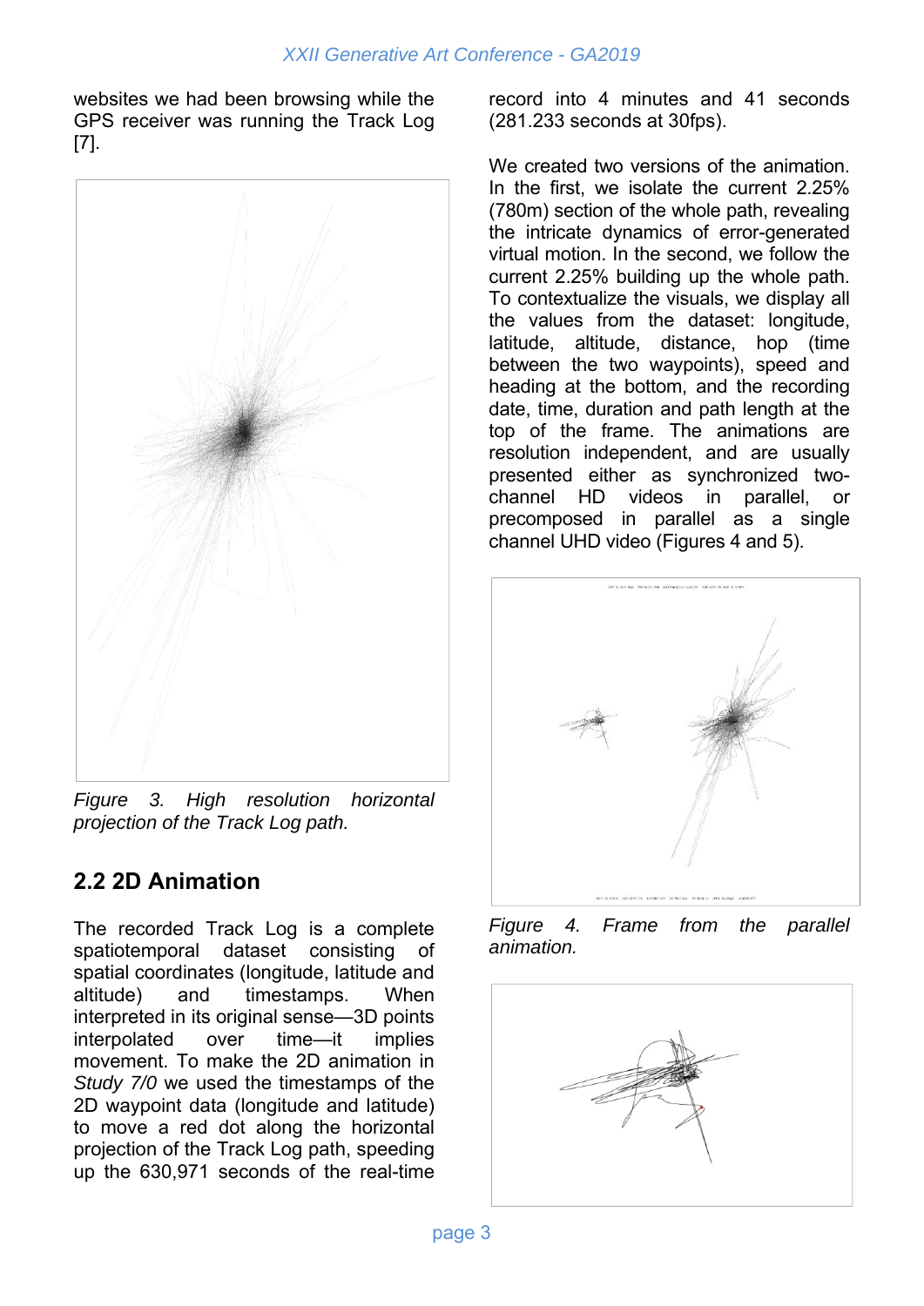websites we had been browsing while the GPS receiver was running the Track Log [7].

*Figure 3. High resolution horizontal projection of the Track Log path.*

## 2.2 2D Animation

The recorded Track Log is a complete spatiotemporal dataset consisting of spatial coordinates (longitude, latitude and altitude) and timestamps. When interpreted in its original sense—3D points interpolated over time—it implies movement. To make the 2D animation in *Study 7/0* we used the timestamps of the 2D waypoint data (longitude and latitude) to move a red dot along the horizontal projection of the Track Log path, speeding up the 630,971 seconds of the real-time record into 4 minutes and 41 seconds (281.233 seconds at 30fps).

We created two versions of the animation. In the first, we isolate the current 2.25% (780m) section of the whole path, revealing the intricate dynamics of error-generated virtual motion. In the second, we follow the current 2.25% building up the whole path. To contextualize the visuals, we display all the values from the dataset: longitude, latitude, altitude, distance, hop (time between the two waypoints), speed and heading at the bottom, and the recording date, time, duration and path length at the top of the frame. The animations are resolution independent, and are usually presented either as synchronized two-channel HD videos in parallel, or precomposed in parallel as a single channel UHD video (Figures 4 and 5).

*Figure 4. Frame from the parallel animation.*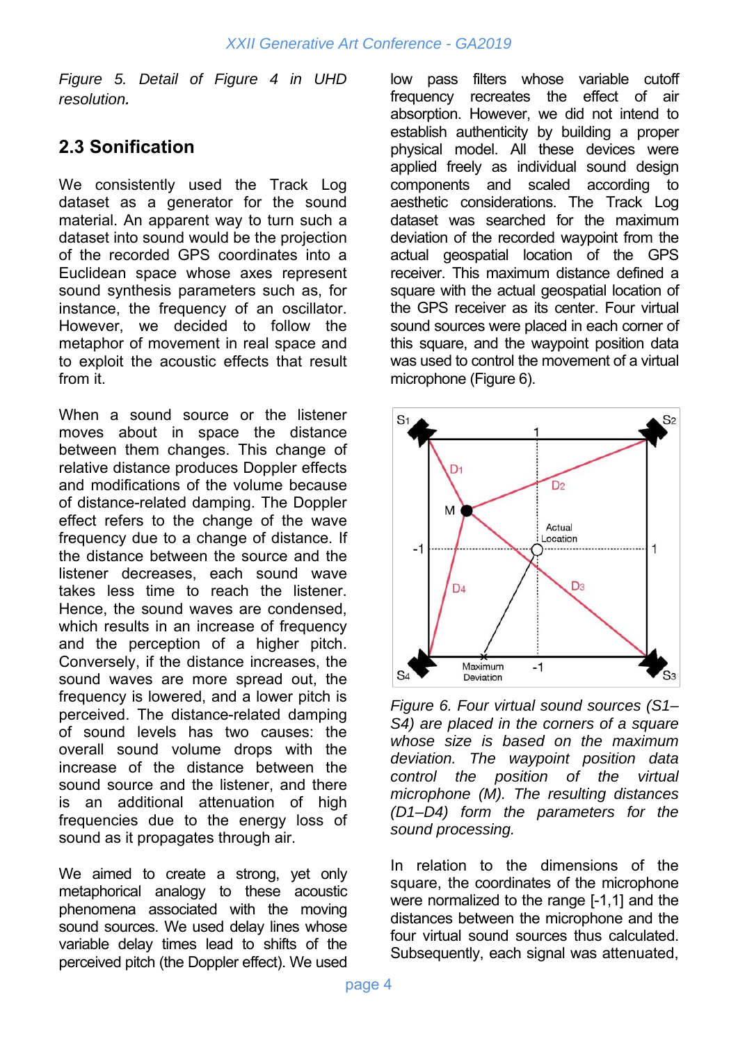*Figure 5. Detail of Figure 4 in UHD resolution.*

## 2.3 Sonification

We consistently used the Track Log dataset as a generator for the sound material. An apparent way to turn such a dataset into sound would be the projection of the recorded GPS coordinates into a Euclidean space whose axes represent sound synthesis parameters such as, for instance, the frequency of an oscillator. However, we decided to follow the metaphor of movement in real space and to exploit the acoustic effects that result from it.

When a sound source or the listener moves about in space the distance between them changes. This change of relative distance produces Doppler effects and modifications of the volume because of distance-related damping. The Doppler effect refers to the change of the wave frequency due to a change of distance. If the distance between the source and the listener decreases, each sound wave takes less time to reach the listener. Hence, the sound waves are condensed, which results in an increase of frequency and the perception of a higher pitch. Conversely, if the distance increases, the sound waves are more spread out, the frequency is lowered, and a lower pitch is perceived. The distance-related damping of sound levels has two causes: the overall sound volume drops with the increase of the distance between the sound source and the listener, and there is an additional attenuation of high frequencies due to the energy loss of sound as it propagates through air.

We aimed to create a strong, yet only metaphorical analogy to these acoustic phenomena associated with the moving sound sources. We used delay lines whose variable delay times lead to shifts of the perceived pitch (the Doppler effect). We used low pass filters whose variable cutoff frequency recreates the effect of air absorption. However, we did not intend to establish authenticity by building a proper physical model. All these devices were applied freely as individual sound design components and scaled according to aesthetic considerations. The Track Log dataset was searched for the maximum deviation of the recorded waypoint from the actual geospatial location of the GPS receiver. This maximum distance defined a square with the actual geospatial location of the GPS receiver as its center. Four virtual sound sources were placed in each corner of this square, and the waypoint position data was used to control the movement of a virtual microphone (Figure 6).

*Figure 6. Four virtual sound sources (S1–S4) are placed in the corners of a square whose size is based on the maximum deviation. The waypoint position data control the position of the virtual microphone (M). The resulting distances (D1–D4) form the parameters for the sound processing.*

In relation to the dimensions of the square, the coordinates of the microphone were normalized to the range [-1,1] and the distances between the microphone and the four virtual sound sources thus calculated. Subsequently, each signal was attenuated,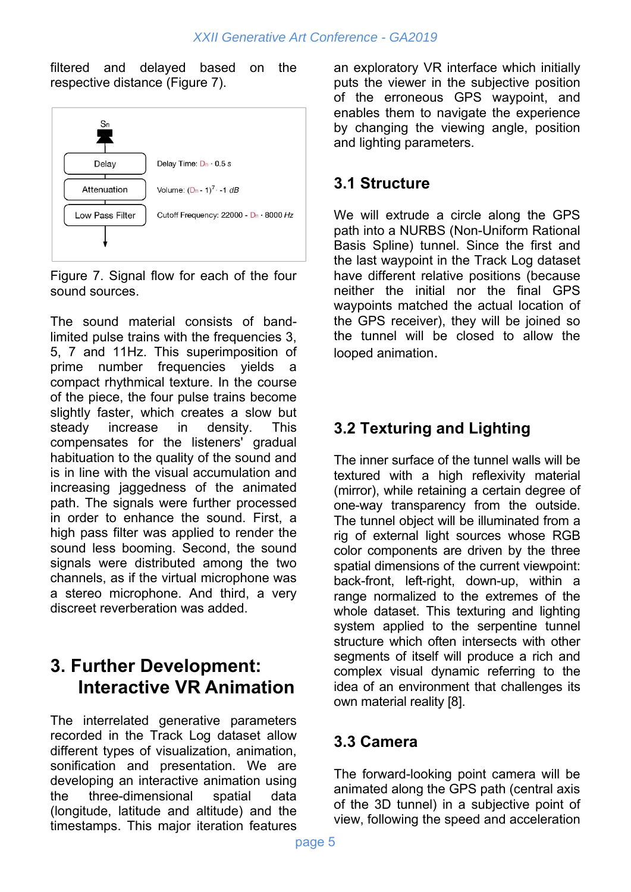filtered and delayed based on the respective distance (Figure 7).

Sn

Delay — Delay Time: $D_n \cdot 0.5\ s$

Attenuation — Volume: $(D_n - 1)^7 \cdot -1\ dB$

Low Pass Filter — Cutoff Frequency: $22000 - D_n \cdot 8000\ Hz$

Figure 7. Signal flow for each of the four sound sources.

The sound material consists of band-limited pulse trains with the frequencies 3, 5, 7 and 11Hz. This superimposition of prime number frequencies yields a compact rhythmical texture. In the course of the piece, the four pulse trains become slightly faster, which creates a slow but steady increase in density. This compensates for the listeners' gradual habituation to the quality of the sound and is in line with the visual accumulation and increasing jaggedness of the animated path. The signals were further processed in order to enhance the sound. First, a high pass filter was applied to render the sound less booming. Second, the sound signals were distributed among the two channels, as if the virtual microphone was a stereo microphone. And third, a very discreet reverberation was added.

# 3. Further Development: Interactive VR Animation

The interrelated generative parameters recorded in the Track Log dataset allow different types of visualization, animation, sonification and presentation. We are developing an interactive animation using the three-dimensional spatial data (longitude, latitude and altitude) and the timestamps. This major iteration features an exploratory VR interface which initially puts the viewer in the subjective position of the erroneous GPS waypoint, and enables them to navigate the experience by changing the viewing angle, position and lighting parameters.

## 3.1 Structure

We will extrude a circle along the GPS path into a NURBS (Non-Uniform Rational Basis Spline) tunnel. Since the first and the last waypoint in the Track Log dataset have different relative positions (because neither the initial nor the final GPS waypoints matched the actual location of the GPS receiver), they will be joined so the tunnel will be closed to allow the looped animation.

## 3.2 Texturing and Lighting

The inner surface of the tunnel walls will be textured with a high reflexivity material (mirror), while retaining a certain degree of one-way transparency from the outside. The tunnel object will be illuminated from a rig of external light sources whose RGB color components are driven by the three spatial dimensions of the current viewpoint: back-front, left-right, down-up, within a range normalized to the extremes of the whole dataset. This texturing and lighting system applied to the serpentine tunnel structure which often intersects with other segments of itself will produce a rich and complex visual dynamic referring to the idea of an environment that challenges its own material reality [8].

## 3.3 Camera

The forward-looking point camera will be animated along the GPS path (central axis of the 3D tunnel) in a subjective point of view, following the speed and acceleration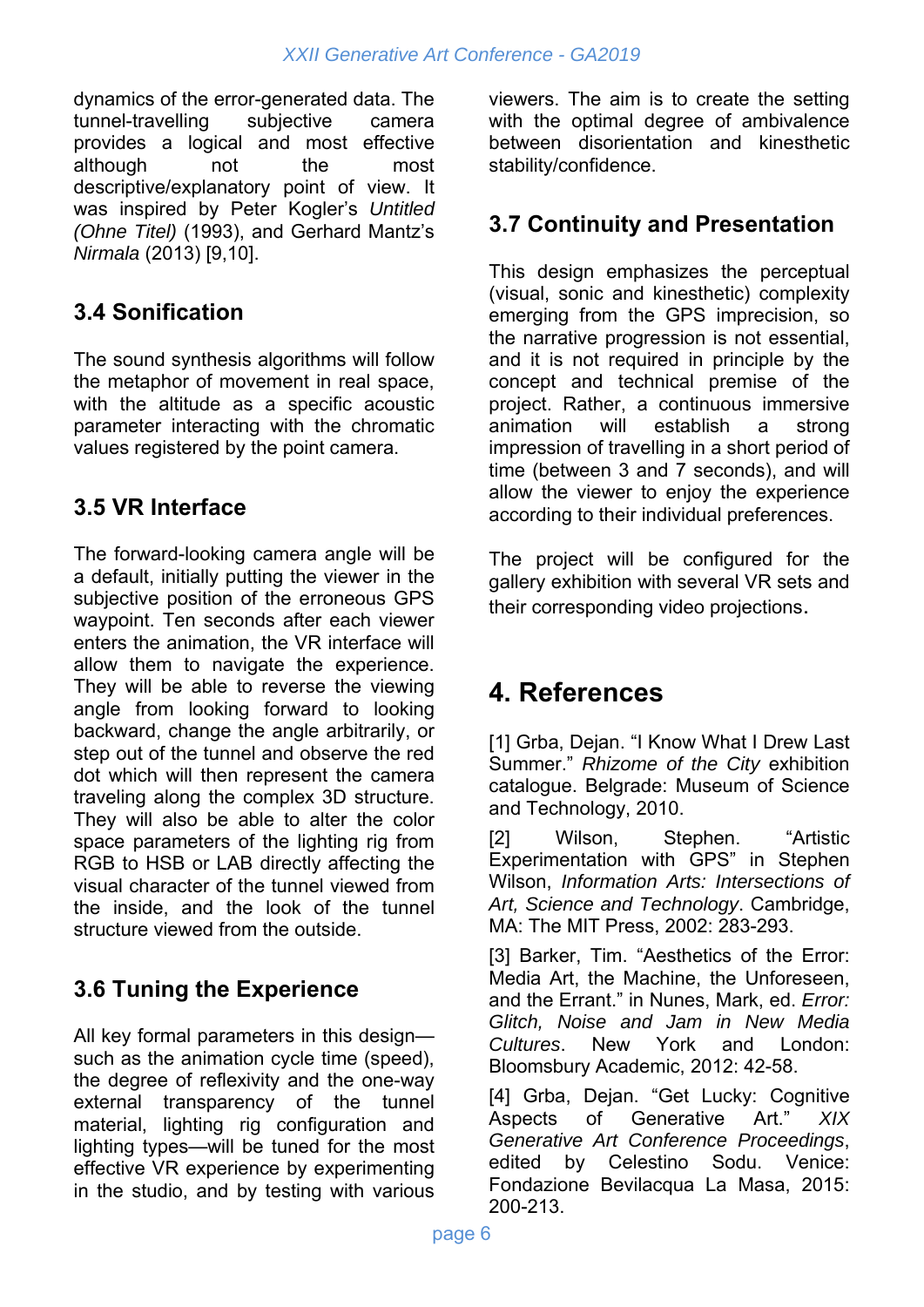dynamics of the error-generated data. The tunnel-travelling subjective camera provides a logical and most effective although not the most descriptive/explanatory point of view. It was inspired by Peter Kogler's *Untitled (Ohne Titel)* (1993), and Gerhard Mantz's *Nirmala* (2013) [9,10].

### 3.4 Sonification

The sound synthesis algorithms will follow the metaphor of movement in real space, with the altitude as a specific acoustic parameter interacting with the chromatic values registered by the point camera.

### 3.5 VR Interface

The forward-looking camera angle will be a default, initially putting the viewer in the subjective position of the erroneous GPS waypoint. Ten seconds after each viewer enters the animation, the VR interface will allow them to navigate the experience. They will be able to reverse the viewing angle from looking forward to looking backward, change the angle arbitrarily, or step out of the tunnel and observe the red dot which will then represent the camera traveling along the complex 3D structure. They will also be able to alter the color space parameters of the lighting rig from RGB to HSB or LAB directly affecting the visual character of the tunnel viewed from the inside, and the look of the tunnel structure viewed from the outside.

### 3.6 Tuning the Experience

All key formal parameters in this design—such as the animation cycle time (speed), the degree of reflexivity and the one-way external transparency of the tunnel material, lighting rig configuration and lighting types—will be tuned for the most effective VR experience by experimenting in the studio, and by testing with various viewers. The aim is to create the setting with the optimal degree of ambivalence between disorientation and kinesthetic stability/confidence.

### 3.7 Continuity and Presentation

This design emphasizes the perceptual (visual, sonic and kinesthetic) complexity emerging from the GPS imprecision, so the narrative progression is not essential, and it is not required in principle by the concept and technical premise of the project. Rather, a continuous immersive animation will establish a strong impression of travelling in a short period of time (between 3 and 7 seconds), and will allow the viewer to enjoy the experience according to their individual preferences.

The project will be configured for the gallery exhibition with several VR sets and their corresponding video projections.

## 4. References

[1] Grba, Dejan. "I Know What I Drew Last Summer." *Rhizome of the City* exhibition catalogue. Belgrade: Museum of Science and Technology, 2010.

[2] Wilson, Stephen. "Artistic Experimentation with GPS" in Stephen Wilson, *Information Arts: Intersections of Art, Science and Technology*. Cambridge, MA: The MIT Press, 2002: 283-293.

[3] Barker, Tim. "Aesthetics of the Error: Media Art, the Machine, the Unforeseen, and the Errant." in Nunes, Mark, ed. *Error: Glitch, Noise and Jam in New Media Cultures*. New York and London: Bloomsbury Academic, 2012: 42-58.

[4] Grba, Dejan. "Get Lucky: Cognitive Aspects of Generative Art." *XIX Generative Art Conference Proceedings*, edited by Celestino Sodu. Venice: Fondazione Bevilacqua La Masa, 2015: 200-213.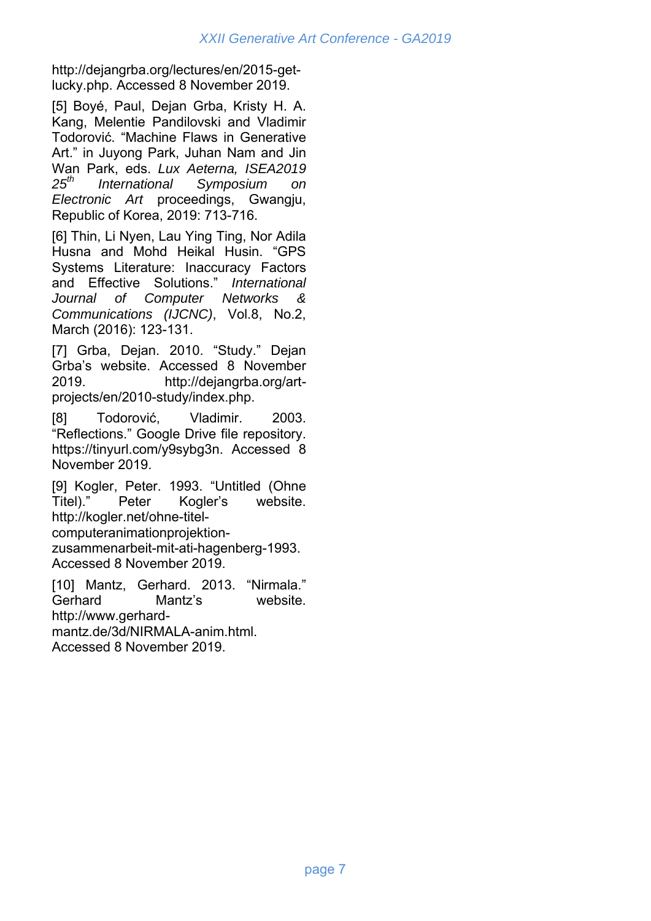http://dejangrba.org/lectures/en/2015-get-lucky.php. Accessed 8 November 2019.

[5] Boyé, Paul, Dejan Grba, Kristy H. A. Kang, Melentie Pandilovski and Vladimir Todorović. “Machine Flaws in Generative Art.” in Juyong Park, Juhan Nam and Jin Wan Park, eds. *Lux Aeterna, ISEA2019 25th International Symposium on Electronic Art* proceedings, Gwangju, Republic of Korea, 2019: 713-716.

[6] Thin, Li Nyen, Lau Ying Ting, Nor Adila Husna and Mohd Heikal Husin. “GPS Systems Literature: Inaccuracy Factors and Effective Solutions.” *International Journal of Computer Networks & Communications (IJCNC)*, Vol.8, No.2, March (2016): 123-131.

[7] Grba, Dejan. 2010. “Study.” Dejan Grba’s website. Accessed 8 November 2019. http://dejangrba.org/art-projects/en/2010-study/index.php.

[8] Todorović, Vladimir. 2003. “Reflections.” Google Drive file repository. https://tinyurl.com/y9sybg3n. Accessed 8 November 2019.

[9] Kogler, Peter. 1993. “Untitled (Ohne Titel).” Peter Kogler’s website. http://kogler.net/ohne-titel-computeranimationprojektion-zusammenarbeit-mit-ati-hagenberg-1993. Accessed 8 November 2019.

[10] Mantz, Gerhard. 2013. “Nirmala.” Gerhard Mantz’s website. http://www.gerhard-mantz.de/3d/NIRMALA-anim.html. Accessed 8 November 2019.